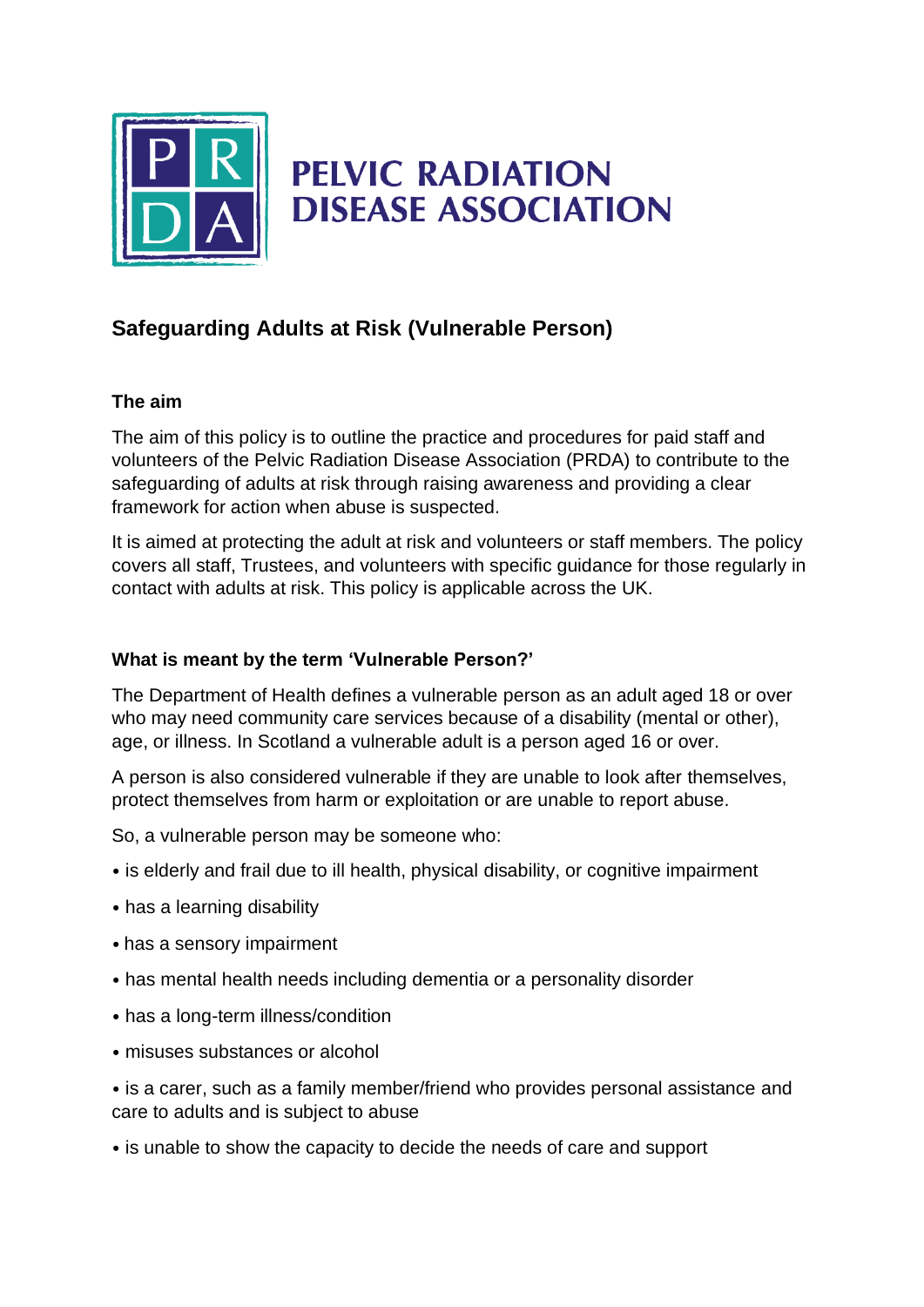PELVIC RADIATION DISEASE ASSOCIATION

## Safeguarding Adults at Risk (Vulnerable Person)

### The aim

The aim of this policy is to outline the practice and procedures for paid staff and volunteers of the Pelvic Radiation Disease Association (PRDA) to contribute to the safeguarding of adults at risk through raising awareness and providing a clear framework for action when abuse is suspected.

It is aimed at protecting the adult at risk and volunteers or staff members. The policy covers all staff, Trustees, and volunteers with specific guidance for those regularly in contact with adults at risk. This policy is applicable across the UK.

### What is meant by the term 'Vulnerable Person?'

The Department of Health defines a vulnerable person as an adult aged 18 or over who may need community care services because of a disability (mental or other), age, or illness. In Scotland a vulnerable adult is a person aged 16 or over.

A person is also considered vulnerable if they are unable to look after themselves, protect themselves from harm or exploitation or are unable to report abuse.

So, a vulnerable person may be someone who:

- is elderly and frail due to ill health, physical disability, or cognitive impairment
- has a learning disability
- has a sensory impairment
- has mental health needs including dementia or a personality disorder
- has a long-term illness/condition
- misuses substances or alcohol
- is a carer, such as a family member/friend who provides personal assistance and care to adults and is subject to abuse
- is unable to show the capacity to decide the needs of care and support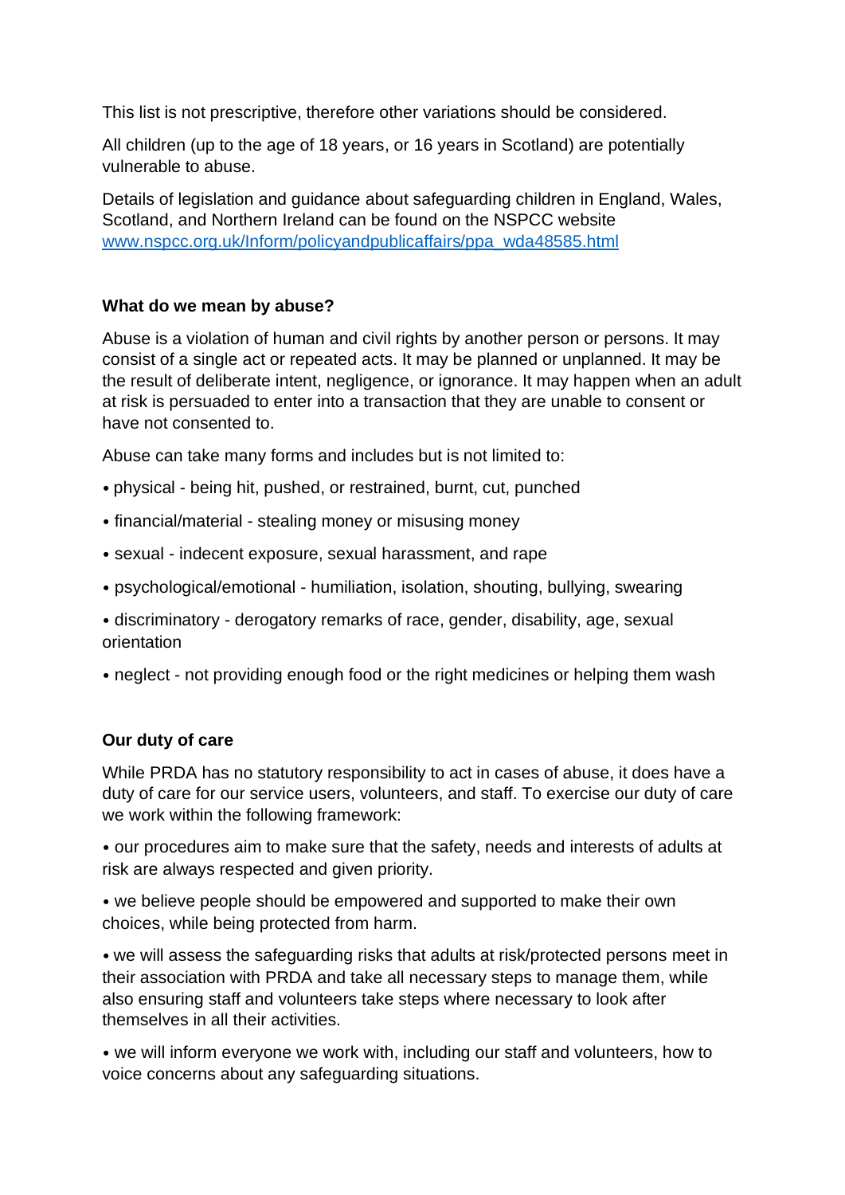This list is not prescriptive, therefore other variations should be considered.

All children (up to the age of 18 years, or 16 years in Scotland) are potentially vulnerable to abuse.

Details of legislation and guidance about safeguarding children in England, Wales, Scotland, and Northern Ireland can be found on the NSPCC website [www.nspcc.org.uk/Inform/policyandpublicaffairs/ppa_wda48585.html](www.nspcc.org.uk/Inform/policyandpublicaffairs/ppa_wda48585.html)

**What do we mean by abuse?**

Abuse is a violation of human and civil rights by another person or persons. It may consist of a single act or repeated acts. It may be planned or unplanned. It may be the result of deliberate intent, negligence, or ignorance. It may happen when an adult at risk is persuaded to enter into a transaction that they are unable to consent or have not consented to.

Abuse can take many forms and includes but is not limited to:

- physical - being hit, pushed, or restrained, burnt, cut, punched
- financial/material - stealing money or misusing money
- sexual - indecent exposure, sexual harassment, and rape
- psychological/emotional - humiliation, isolation, shouting, bullying, swearing
- discriminatory - derogatory remarks of race, gender, disability, age, sexual orientation
- neglect - not providing enough food or the right medicines or helping them wash

**Our duty of care**

While PRDA has no statutory responsibility to act in cases of abuse, it does have a duty of care for our service users, volunteers, and staff. To exercise our duty of care we work within the following framework:

- our procedures aim to make sure that the safety, needs and interests of adults at risk are always respected and given priority.
- we believe people should be empowered and supported to make their own choices, while being protected from harm.
- we will assess the safeguarding risks that adults at risk/protected persons meet in their association with PRDA and take all necessary steps to manage them, while also ensuring staff and volunteers take steps where necessary to look after themselves in all their activities.
- we will inform everyone we work with, including our staff and volunteers, how to voice concerns about any safeguarding situations.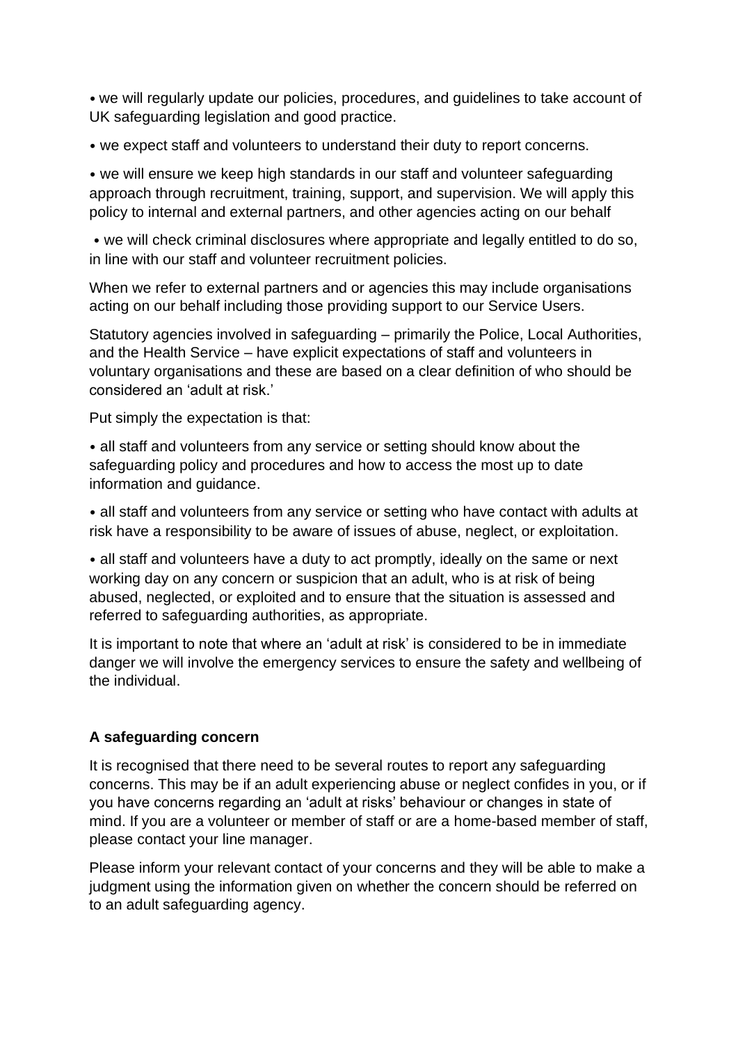- we will regularly update our policies, procedures, and guidelines to take account of UK safeguarding legislation and good practice.
- we expect staff and volunteers to understand their duty to report concerns.
- we will ensure we keep high standards in our staff and volunteer safeguarding approach through recruitment, training, support, and supervision. We will apply this policy to internal and external partners, and other agencies acting on our behalf
- we will check criminal disclosures where appropriate and legally entitled to do so, in line with our staff and volunteer recruitment policies.

When we refer to external partners and or agencies this may include organisations acting on our behalf including those providing support to our Service Users.

Statutory agencies involved in safeguarding – primarily the Police, Local Authorities, and the Health Service – have explicit expectations of staff and volunteers in voluntary organisations and these are based on a clear definition of who should be considered an 'adult at risk.'

Put simply the expectation is that:

- all staff and volunteers from any service or setting should know about the safeguarding policy and procedures and how to access the most up to date information and guidance.
- all staff and volunteers from any service or setting who have contact with adults at risk have a responsibility to be aware of issues of abuse, neglect, or exploitation.
- all staff and volunteers have a duty to act promptly, ideally on the same or next working day on any concern or suspicion that an adult, who is at risk of being abused, neglected, or exploited and to ensure that the situation is assessed and referred to safeguarding authorities, as appropriate.

It is important to note that where an 'adult at risk' is considered to be in immediate danger we will involve the emergency services to ensure the safety and wellbeing of the individual.

**A safeguarding concern**

It is recognised that there need to be several routes to report any safeguarding concerns. This may be if an adult experiencing abuse or neglect confides in you, or if you have concerns regarding an 'adult at risks' behaviour or changes in state of mind. If you are a volunteer or member of staff or are a home-based member of staff, please contact your line manager.

Please inform your relevant contact of your concerns and they will be able to make a judgment using the information given on whether the concern should be referred on to an adult safeguarding agency.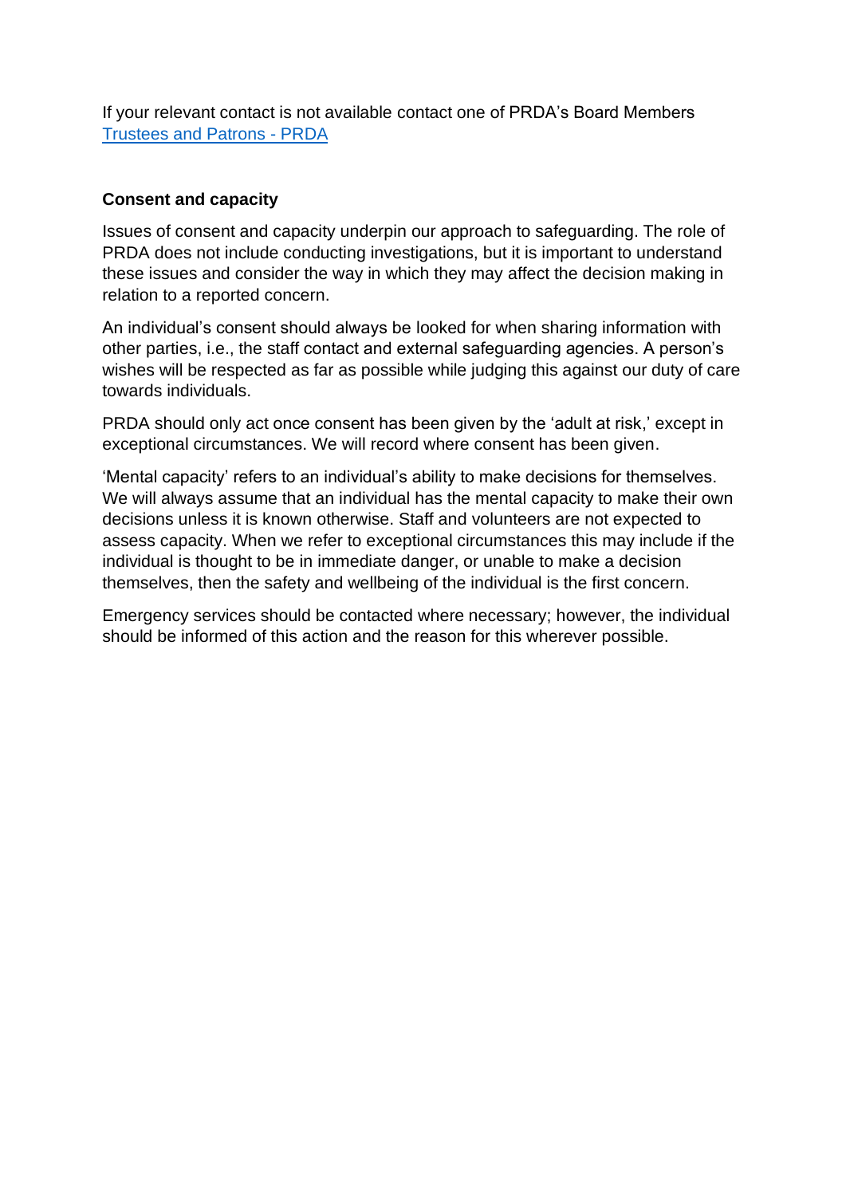If your relevant contact is not available contact one of PRDA's Board Members [Trustees and Patrons - PRDA]

**Consent and capacity**

Issues of consent and capacity underpin our approach to safeguarding. The role of PRDA does not include conducting investigations, but it is important to understand these issues and consider the way in which they may affect the decision making in relation to a reported concern.

An individual's consent should always be looked for when sharing information with other parties, i.e., the staff contact and external safeguarding agencies. A person's wishes will be respected as far as possible while judging this against our duty of care towards individuals.

PRDA should only act once consent has been given by the 'adult at risk,' except in exceptional circumstances. We will record where consent has been given.

'Mental capacity' refers to an individual's ability to make decisions for themselves. We will always assume that an individual has the mental capacity to make their own decisions unless it is known otherwise. Staff and volunteers are not expected to assess capacity. When we refer to exceptional circumstances this may include if the individual is thought to be in immediate danger, or unable to make a decision themselves, then the safety and wellbeing of the individual is the first concern.

Emergency services should be contacted where necessary; however, the individual should be informed of this action and the reason for this wherever possible.